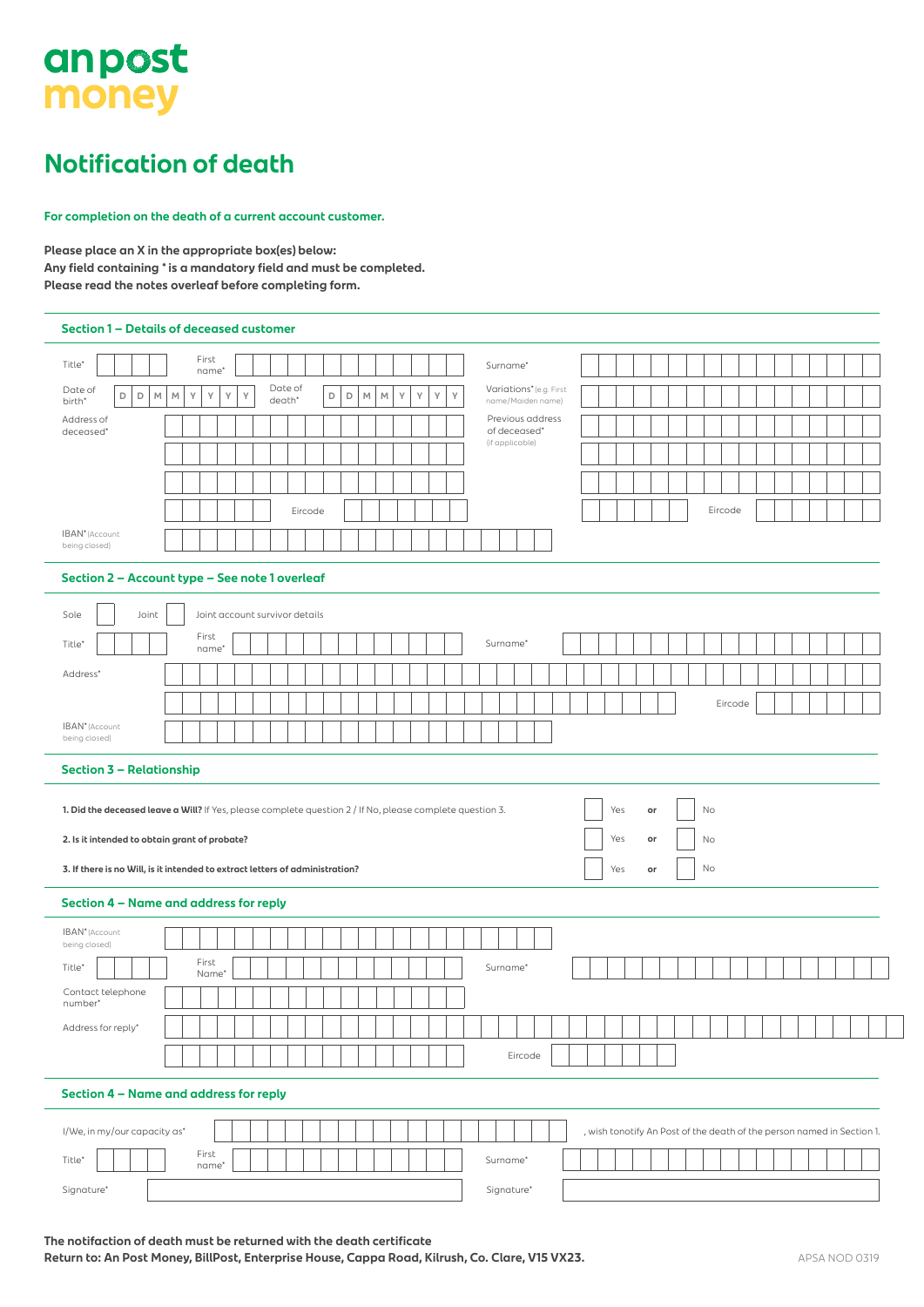an post
money

# Notification of death

**For completion on the death of a current account customer.**

**Please place an X in the appropriate box(es) below:**
**Any field containing * is a mandatory field and must be completed.**
**Please read the notes overleaf before completing form.**

## Section 1 – Details of deceased customer

Title* First name* Surname*

Date of birth* D D M M Y Y Y Y Date of death* D D M M Y Y Y Y Variations* (e.g. First name/Maiden name)

Address of deceased* Previous address of deceased* (if applicable)

Eircode Eircode

IBAN* (Account being closed)

## Section 2 – Account type – See note 1 overleaf

Sole Joint Joint account survivor details

Title* First name* Surname*

Address*

Eircode

IBAN* (Account being closed)

## Section 3 – Relationship

**1. Did the deceased leave a Will?** If Yes, please complete question 2 / If No, please complete question 3. Yes **or** No

**2. Is it intended to obtain grant of probate?** Yes **or** No

**3. If there is no Will, is it intended to extract letters of administration?** Yes **or** No

## Section 4 – Name and address for reply

IBAN* (Account being closed)

Title* First Name* Surname*

Contact telephone number*

Address for reply*

Eircode

## Section 4 – Name and address for reply

I/We, in my/our capacity as* , wish tonotify An Post of the death of the person named in Section 1.

Title* First name* Surname*

Signature* Signature*

**The notifaction of death must be returned with the death certificate**
**Return to: An Post Money, BillPost, Enterprise House, Cappa Road, Kilrush, Co. Clare, V15 VX23.**

APSA NOD 0319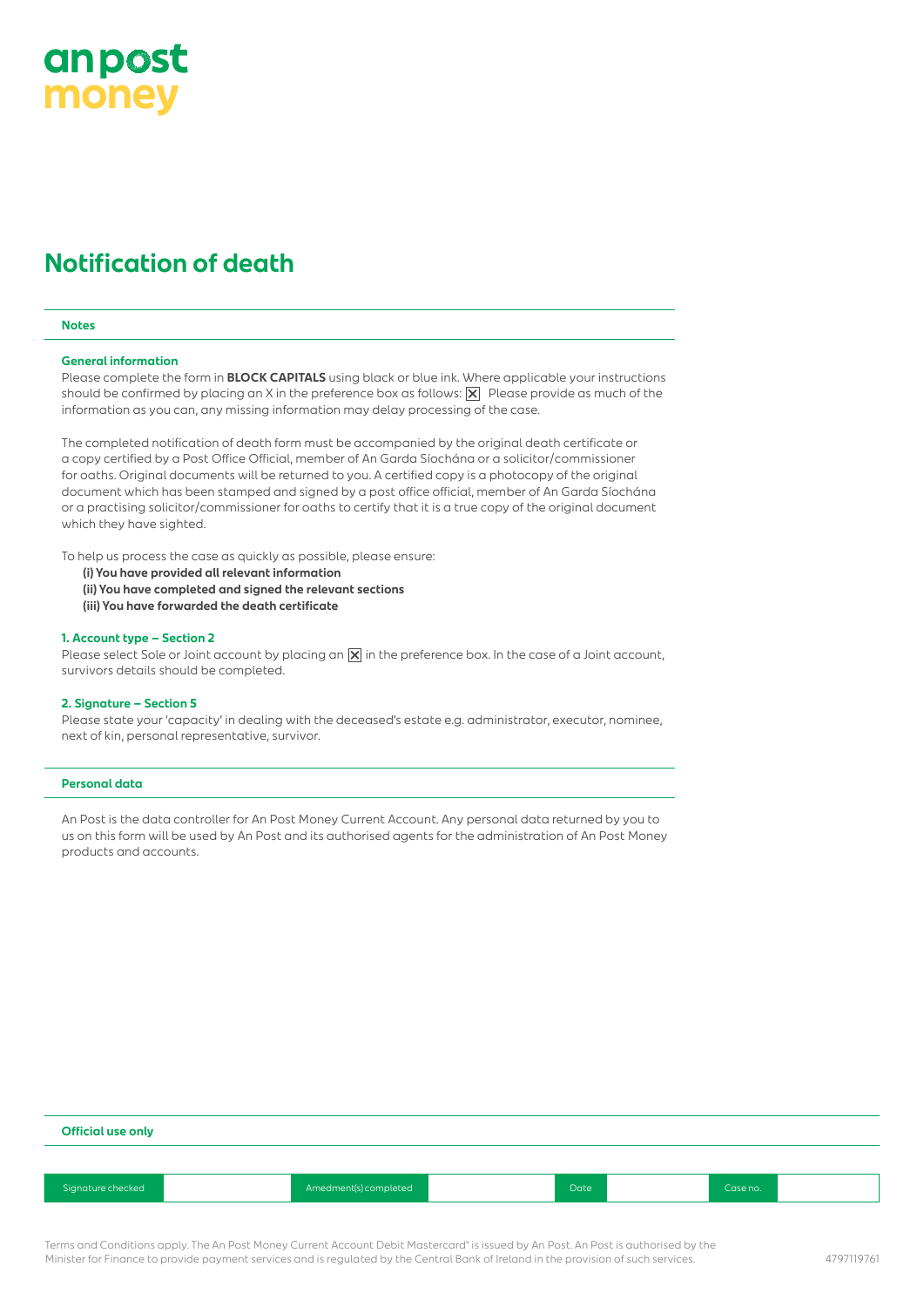an post
money

# Notification of death

## Notes

### General information

Please complete the form in **BLOCK CAPITALS** using black or blue ink. Where applicable your instructions should be confirmed by placing an X in the preference box as follows: ☒ Please provide as much of the information as you can, any missing information may delay processing of the case.

The completed notification of death form must be accompanied by the original death certificate or a copy certified by a Post Office Official, member of An Garda Síochána or a solicitor/commissioner for oaths. Original documents will be returned to you. A certified copy is a photocopy of the original document which has been stamped and signed by a post office official, member of An Garda Síochána or a practising solicitor/commissioner for oaths to certify that it is a true copy of the original document which they have sighted.

To help us process the case as quickly as possible, please ensure:

**(i) You have provided all relevant information**
**(ii) You have completed and signed the relevant sections**
**(iii) You have forwarded the death certificate**

### 1. Account type – Section 2

Please select Sole or Joint account by placing an ☒ in the preference box. In the case of a Joint account, survivors details should be completed.

### 2. Signature – Section 5

Please state your 'capacity' in dealing with the deceased's estate e.g. administrator, executor, nominee, next of kin, personal representative, survivor.

## Personal data

An Post is the data controller for An Post Money Current Account. Any personal data returned by you to us on this form will be used by An Post and its authorised agents for the administration of An Post Money products and accounts.

## Official use only

| | | | | | | | |
|---|---|---|---|---|---|---|---|
| Signature checked | | Amedment(s) completed | | Date | | Case no. | |

Terms and Conditions apply. The An Post Money Current Account Debit Mastercard® is issued by An Post. An Post is authorised by the Minister for Finance to provide payment services and is regulated by the Central Bank of Ireland in the provision of such services.

4797119761